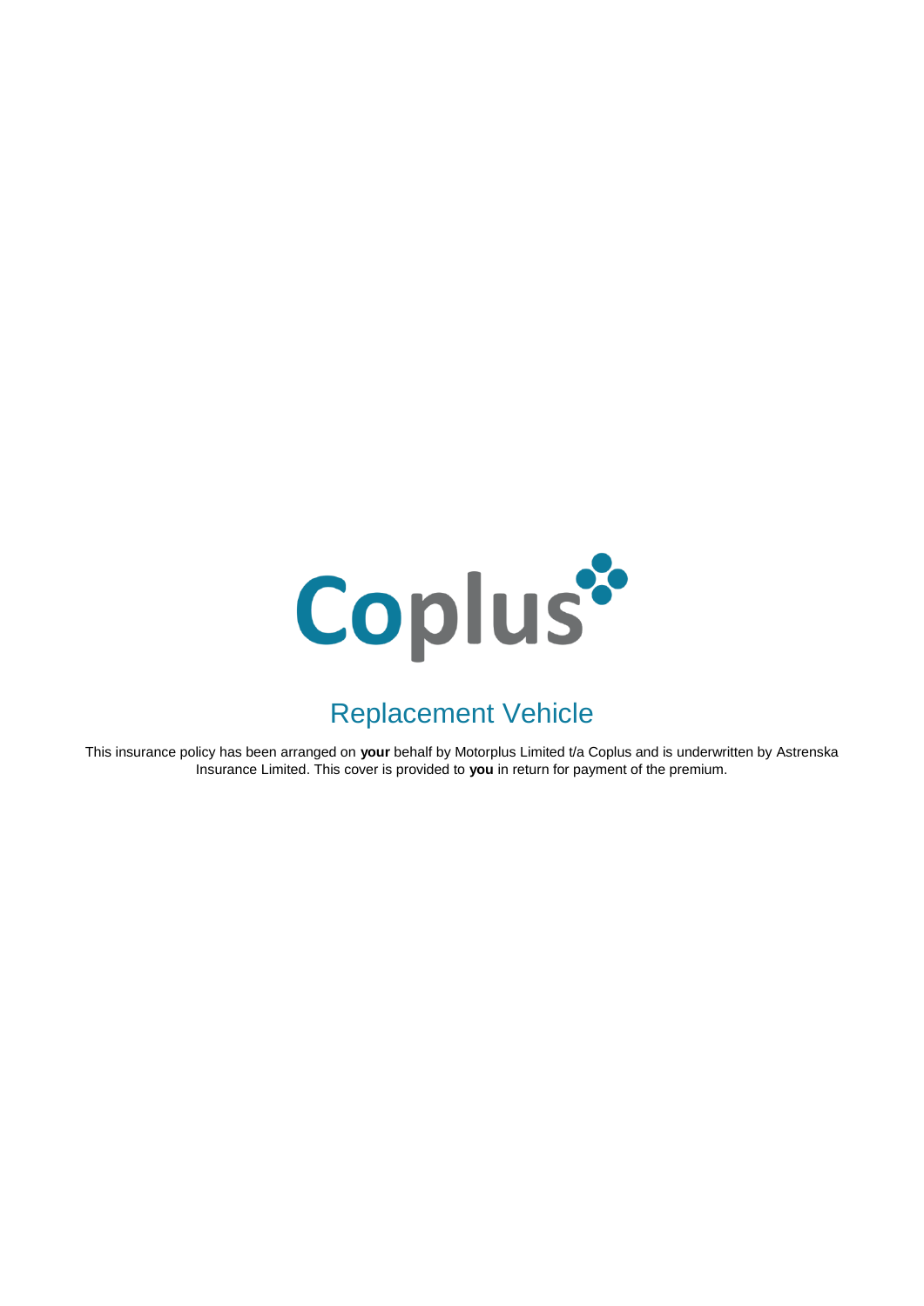# Coplus

## Replacement Vehicle

This insurance policy has been arranged on **your** behalf by Motorplus Limited t/a Coplus and is underwritten by Astrenska Insurance Limited. This cover is provided to **you** in return for payment of the premium.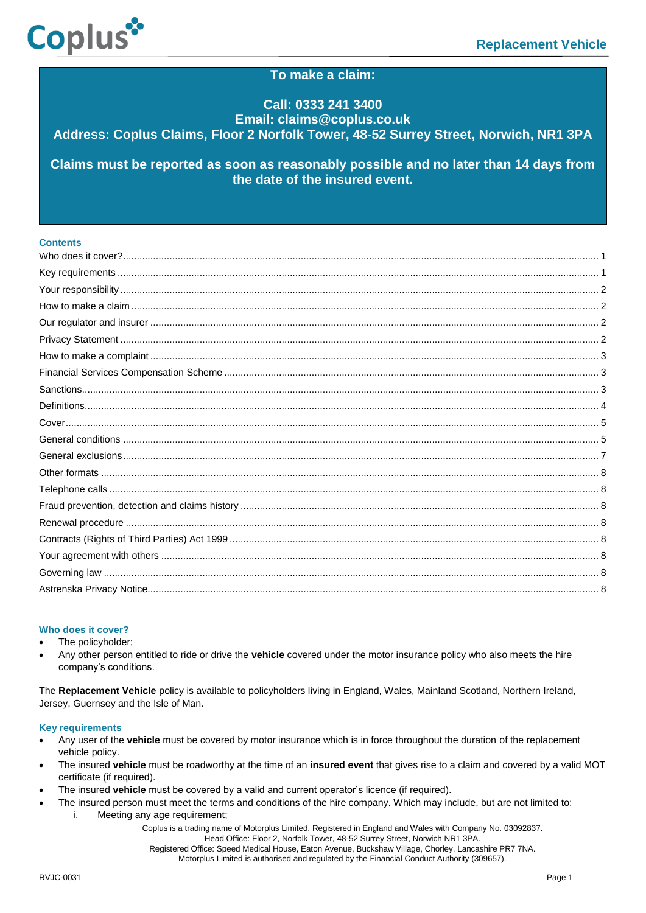**To make a claim:**

**Call: 0333 241 3400**
**Email: claims@coplus.co.uk**
**Address: Coplus Claims, Floor 2 Norfolk Tower, 48-52 Surrey Street, Norwich, NR1 3PA**

**Claims must be reported as soon as reasonably possible and no later than 14 days from the date of the insured event.**

## Contents

- Who does it cover? ... 1
- Key requirements ... 1
- Your responsibility ... 2
- How to make a claim ... 2
- Our regulator and insurer ... 2
- Privacy Statement ... 2
- How to make a complaint ... 3
- Financial Services Compensation Scheme ... 3
- Sanctions ... 3
- Definitions ... 4
- Cover ... 5
- General conditions ... 5
- General exclusions ... 7
- Other formats ... 8
- Telephone calls ... 8
- Fraud prevention, detection and claims history ... 8
- Renewal procedure ... 8
- Contracts (Rights of Third Parties) Act 1999 ... 8
- Your agreement with others ... 8
- Governing law ... 8
- Astrenska Privacy Notice ... 8

## Who does it cover?

- The policyholder;
- Any other person entitled to ride or drive the **vehicle** covered under the motor insurance policy who also meets the hire company's conditions.

The **Replacement Vehicle** policy is available to policyholders living in England, Wales, Mainland Scotland, Northern Ireland, Jersey, Guernsey and the Isle of Man.

## Key requirements

- Any user of the **vehicle** must be covered by motor insurance which is in force throughout the duration of the replacement vehicle policy.
- The insured **vehicle** must be roadworthy at the time of an **insured event** that gives rise to a claim and covered by a valid MOT certificate (if required).
- The insured **vehicle** must be covered by a valid and current operator's licence (if required).
- The insured person must meet the terms and conditions of the hire company. Which may include, but are not limited to:
    i. Meeting any age requirement;

Coplus is a trading name of Motorplus Limited. Registered in England and Wales with Company No. 03092837.
Head Office: Floor 2, Norfolk Tower, 48-52 Surrey Street, Norwich NR1 3PA.
Registered Office: Speed Medical House, Eaton Avenue, Buckshaw Village, Chorley, Lancashire PR7 7NA.
Motorplus Limited is authorised and regulated by the Financial Conduct Authority (309657).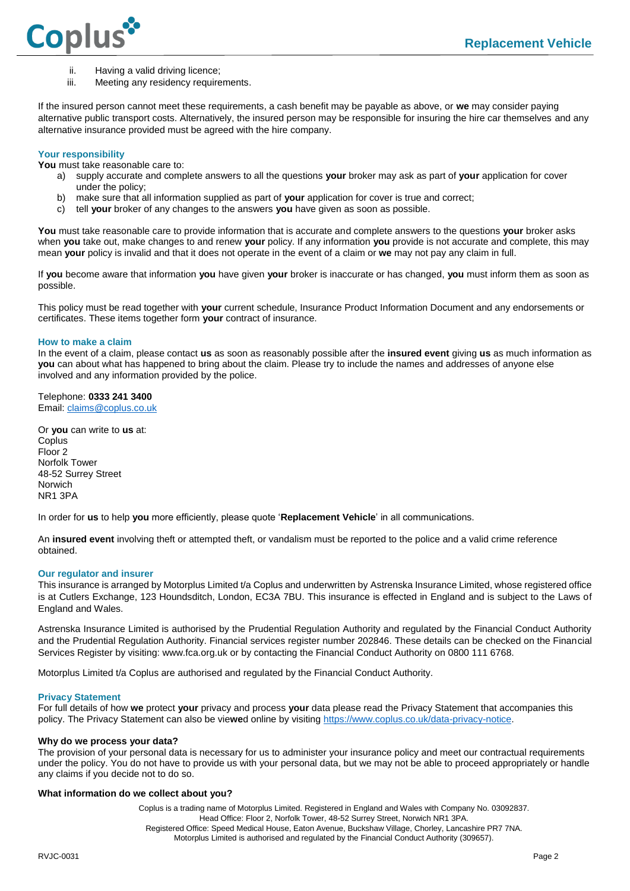ii. Having a valid driving licence;
iii. Meeting any residency requirements.

If the insured person cannot meet these requirements, a cash benefit may be payable as above, or **we** may consider paying alternative public transport costs. Alternatively, the insured person may be responsible for insuring the hire car themselves and any alternative insurance provided must be agreed with the hire company.

### Your responsibility

**You** must take reasonable care to:

a) supply accurate and complete answers to all the questions **your** broker may ask as part of **your** application for cover under the policy;
b) make sure that all information supplied as part of **your** application for cover is true and correct;
c) tell **your** broker of any changes to the answers **you** have given as soon as possible.

**You** must take reasonable care to provide information that is accurate and complete answers to the questions **your** broker asks when **you** take out, make changes to and renew **your** policy. If any information **you** provide is not accurate and complete, this may mean **your** policy is invalid and that it does not operate in the event of a claim or **we** may not pay any claim in full.

If **you** become aware that information **you** have given **your** broker is inaccurate or has changed, **you** must inform them as soon as possible.

This policy must be read together with **your** current schedule, Insurance Product Information Document and any endorsements or certificates. These items together form **your** contract of insurance.

### How to make a claim

In the event of a claim, please contact **us** as soon as reasonably possible after the **insured event** giving **us** as much information as **you** can about what has happened to bring about the claim. Please try to include the names and addresses of anyone else involved and any information provided by the police.

Telephone: **0333 241 3400**
Email: claims@coplus.co.uk

Or **you** can write to **us** at:
Coplus
Floor 2
Norfolk Tower
48-52 Surrey Street
Norwich
NR1 3PA

In order for **us** to help **you** more efficiently, please quote '**Replacement Vehicle**' in all communications.

An **insured event** involving theft or attempted theft, or vandalism must be reported to the police and a valid crime reference obtained.

### Our regulator and insurer

This insurance is arranged by Motorplus Limited t/a Coplus and underwritten by Astrenska Insurance Limited, whose registered office is at Cutlers Exchange, 123 Houndsditch, London, EC3A 7BU. This insurance is effected in England and is subject to the Laws of England and Wales.

Astrenska Insurance Limited is authorised by the Prudential Regulation Authority and regulated by the Financial Conduct Authority and the Prudential Regulation Authority. Financial services register number 202846. These details can be checked on the Financial Services Register by visiting: www.fca.org.uk or by contacting the Financial Conduct Authority on 0800 111 6768.

Motorplus Limited t/a Coplus are authorised and regulated by the Financial Conduct Authority.

### Privacy Statement

For full details of how **we** protect **your** privacy and process **your** data please read the Privacy Statement that accompanies this policy. The Privacy Statement can also be vie**we**d online by visiting https://www.coplus.co.uk/data-privacy-notice.

**Why do we process your data?**

The provision of your personal data is necessary for us to administer your insurance policy and meet our contractual requirements under the policy. You do not have to provide us with your personal data, but we may not be able to proceed appropriately or handle any claims if you decide not to do so.

**What information do we collect about you?**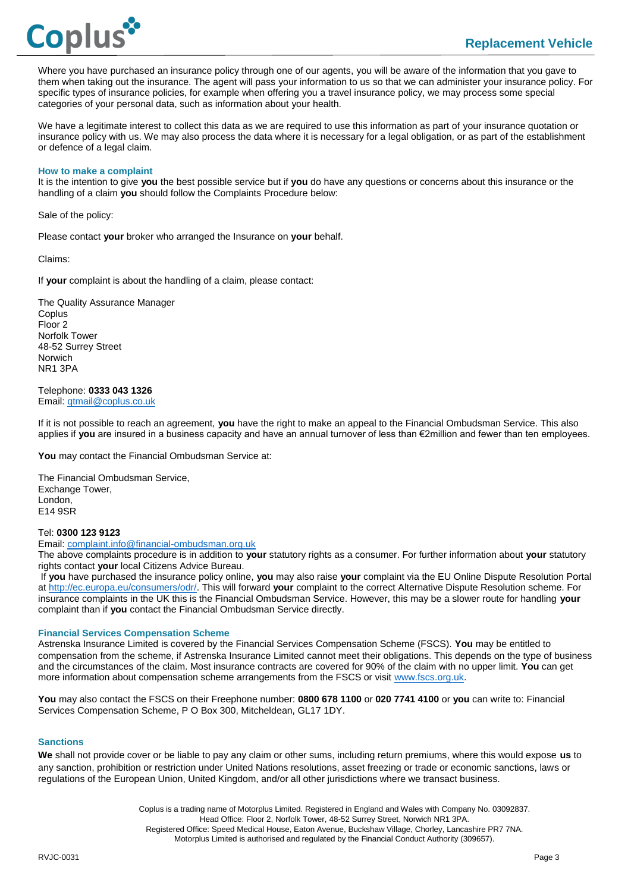Where you have purchased an insurance policy through one of our agents, you will be aware of the information that you gave to them when taking out the insurance. The agent will pass your information to us so that we can administer your insurance policy. For specific types of insurance policies, for example when offering you a travel insurance policy, we may process some special categories of your personal data, such as information about your health.

We have a legitimate interest to collect this data as we are required to use this information as part of your insurance quotation or insurance policy with us. We may also process the data where it is necessary for a legal obligation, or as part of the establishment or defence of a legal claim.

### How to make a complaint

It is the intention to give **you** the best possible service but if **you** do have any questions or concerns about this insurance or the handling of a claim **you** should follow the Complaints Procedure below:

Sale of the policy:

Please contact **your** broker who arranged the Insurance on **your** behalf.

Claims:

If **your** complaint is about the handling of a claim, please contact:

The Quality Assurance Manager  
Coplus  
Floor 2  
Norfolk Tower  
48-52 Surrey Street  
Norwich  
NR1 3PA

Telephone: **0333 043 1326**  
Email: qtmail@coplus.co.uk

If it is not possible to reach an agreement, **you** have the right to make an appeal to the Financial Ombudsman Service. This also applies if **you** are insured in a business capacity and have an annual turnover of less than €2million and fewer than ten employees.

**You** may contact the Financial Ombudsman Service at:

The Financial Ombudsman Service,  
Exchange Tower,  
London,  
E14 9SR

Tel: **0300 123 9123**  
Email: complaint.info@financial-ombudsman.org.uk

The above complaints procedure is in addition to **your** statutory rights as a consumer. For further information about **your** statutory rights contact **your** local Citizens Advice Bureau.

If **you** have purchased the insurance policy online, **you** may also raise **your** complaint via the EU Online Dispute Resolution Portal at http://ec.europa.eu/consumers/odr/. This will forward **your** complaint to the correct Alternative Dispute Resolution scheme. For insurance complaints in the UK this is the Financial Ombudsman Service. However, this may be a slower route for handling **your** complaint than if **you** contact the Financial Ombudsman Service directly.

### Financial Services Compensation Scheme

Astrenska Insurance Limited is covered by the Financial Services Compensation Scheme (FSCS). **You** may be entitled to compensation from the scheme, if Astrenska Insurance Limited cannot meet their obligations. This depends on the type of business and the circumstances of the claim. Most insurance contracts are covered for 90% of the claim with no upper limit. **You** can get more information about compensation scheme arrangements from the FSCS or visit www.fscs.org.uk.

**You** may also contact the FSCS on their Freephone number: **0800 678 1100** or **020 7741 4100** or **you** can write to: Financial Services Compensation Scheme, P O Box 300, Mitcheldean, GL17 1DY.

### Sanctions

**We** shall not provide cover or be liable to pay any claim or other sums, including return premiums, where this would expose **us** to any sanction, prohibition or restriction under United Nations resolutions, asset freezing or trade or economic sanctions, laws or regulations of the European Union, United Kingdom, and/or all other jurisdictions where we transact business.

Coplus is a trading name of Motorplus Limited. Registered in England and Wales with Company No. 03092837.  
Head Office: Floor 2, Norfolk Tower, 48-52 Surrey Street, Norwich NR1 3PA.  
Registered Office: Speed Medical House, Eaton Avenue, Buckshaw Village, Chorley, Lancashire PR7 7NA.  
Motorplus Limited is authorised and regulated by the Financial Conduct Authority (309657).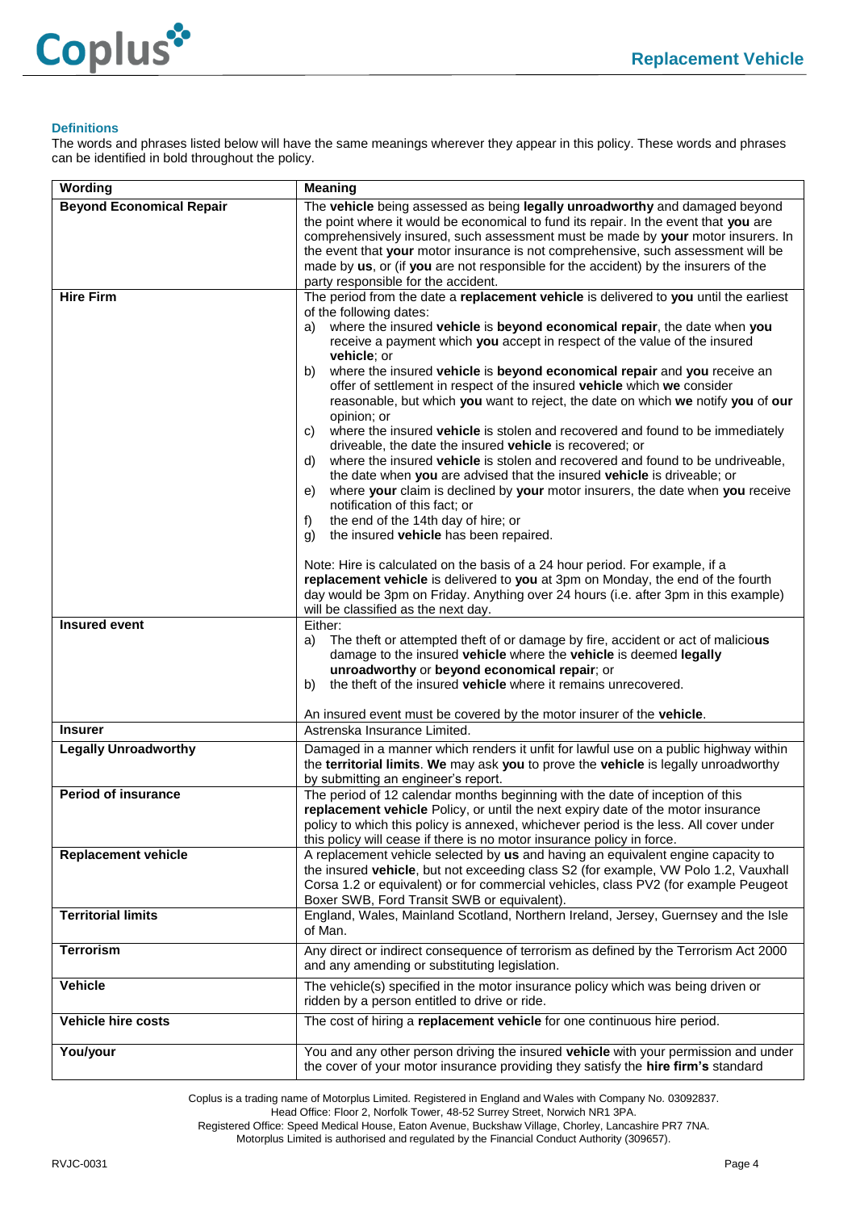### Definitions

The words and phrases listed below will have the same meanings wherever they appear in this policy. These words and phrases can be identified in bold throughout the policy.

| Wording | Meaning |
|---|---|
| **Beyond Economical Repair** | The **vehicle** being assessed as being **legally unroadworthy** and damaged beyond the point where it would be economical to fund its repair. In the event that **you** are comprehensively insured, such assessment must be made by **your** motor insurers. In the event that **your** motor insurance is not comprehensive, such assessment will be made by **us**, or (if **you** are not responsible for the accident) by the insurers of the party responsible for the accident. |
| **Hire Firm** | The period from the date a **replacement vehicle** is delivered to **you** until the earliest of the following dates:<br>a) where the insured **vehicle** is **beyond economical repair**, the date when **you** receive a payment which **you** accept in respect of the value of the insured **vehicle**; or<br>b) where the insured **vehicle** is **beyond economical repair** and **you** receive an offer of settlement in respect of the insured **vehicle** which **we** consider reasonable, but which **you** want to reject, the date on which **we** notify **you** of **our** opinion; or<br>c) where the insured **vehicle** is stolen and recovered and found to be immediately driveable, the date the insured **vehicle** is recovered; or<br>d) where the insured **vehicle** is stolen and recovered and found to be undriveable, the date when **you** are advised that the insured **vehicle** is driveable; or<br>e) where **your** claim is declined by **your** motor insurers, the date when **you** receive notification of this fact; or<br>f) the end of the 14th day of hire; or<br>g) the insured **vehicle** has been repaired.<br><br>Note: Hire is calculated on the basis of a 24 hour period. For example, if a **replacement vehicle** is delivered to **you** at 3pm on Monday, the end of the fourth day would be 3pm on Friday. Anything over 24 hours (i.e. after 3pm in this example) will be classified as the next day. |
| **Insured event** | Either:<br>a) The theft or attempted theft of or damage by fire, accident or act of malicio**us** damage to the insured **vehicle** where the **vehicle** is deemed **legally unroadworthy** or **beyond economical repair**; or<br>b) the theft of the insured **vehicle** where it remains unrecovered.<br><br>An insured event must be covered by the motor insurer of the **vehicle**. |
| **Insurer** | Astrenska Insurance Limited. |
| **Legally Unroadworthy** | Damaged in a manner which renders it unfit for lawful use on a public highway within the **territorial limits**. **We** may ask **you** to prove the **vehicle** is legally unroadworthy by submitting an engineer's report. |
| **Period of insurance** | The period of 12 calendar months beginning with the date of inception of this **replacement vehicle** Policy, or until the next expiry date of the motor insurance policy to which this policy is annexed, whichever period is the less. All cover under this policy will cease if there is no motor insurance policy in force. |
| **Replacement vehicle** | A replacement vehicle selected by **us** and having an equivalent engine capacity to the insured **vehicle**, but not exceeding class S2 (for example, VW Polo 1.2, Vauxhall Corsa 1.2 or equivalent) or for commercial vehicles, class PV2 (for example Peugeot Boxer SWB, Ford Transit SWB or equivalent). |
| **Territorial limits** | England, Wales, Mainland Scotland, Northern Ireland, Jersey, Guernsey and the Isle of Man. |
| **Terrorism** | Any direct or indirect consequence of terrorism as defined by the Terrorism Act 2000 and any amending or substituting legislation. |
| **Vehicle** | The vehicle(s) specified in the motor insurance policy which was being driven or ridden by a person entitled to drive or ride. |
| **Vehicle hire costs** | The cost of hiring a **replacement vehicle** for one continuous hire period. |
| **You/your** | You and any other person driving the insured **vehicle** with your permission and under the cover of your motor insurance providing they satisfy the **hire firm's** standard |

Coplus is a trading name of Motorplus Limited. Registered in England and Wales with Company No. 03092837.
Head Office: Floor 2, Norfolk Tower, 48-52 Surrey Street, Norwich NR1 3PA.
Registered Office: Speed Medical House, Eaton Avenue, Buckshaw Village, Chorley, Lancashire PR7 7NA.
Motorplus Limited is authorised and regulated by the Financial Conduct Authority (309657).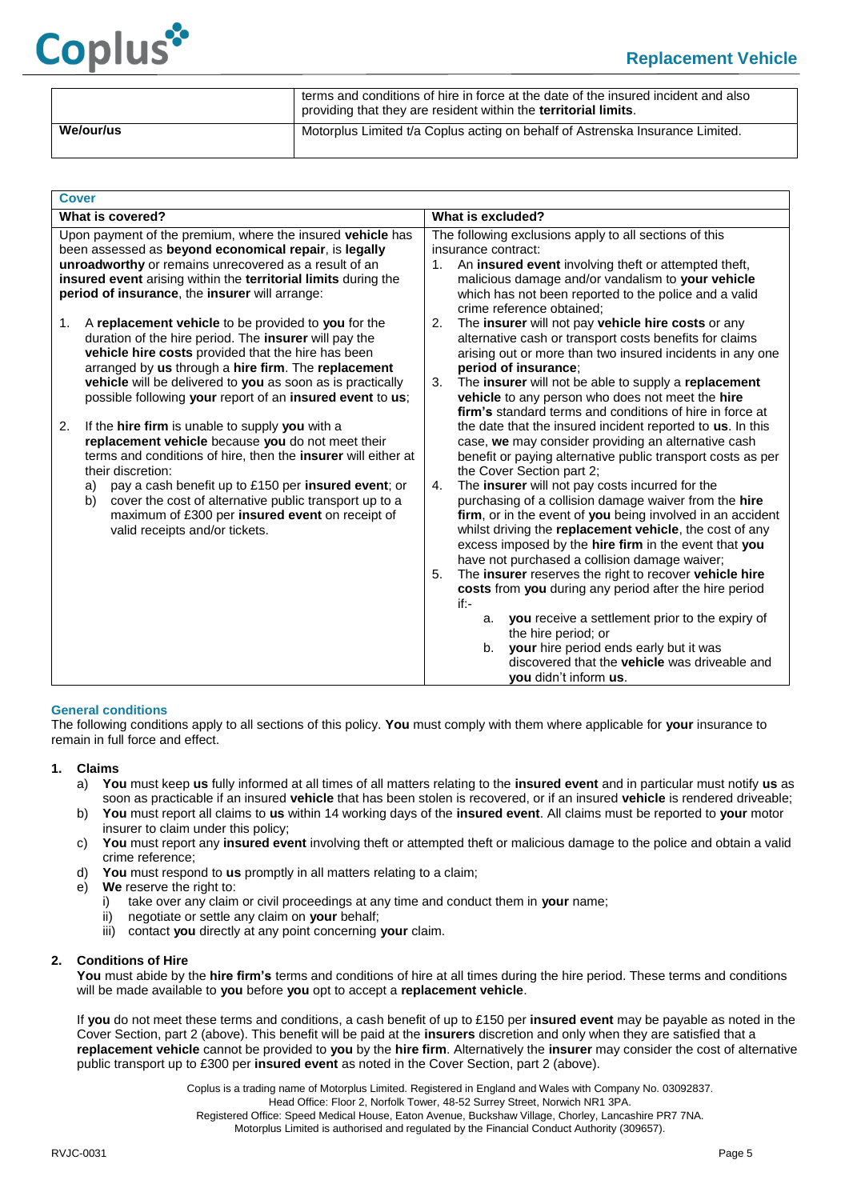| | |
|---|---|
| | terms and conditions of hire in force at the date of the insured incident and also providing that they are resident within the **territorial limits**. |
| **We/our/us** | Motorplus Limited t/a Coplus acting on behalf of Astrenska Insurance Limited. |

| **Cover** | |
|---|---|
| **What is covered?** | **What is excluded?** |
| Upon payment of the premium, where the insured **vehicle** has been assessed as **beyond economical repair**, is **legally unroadworthy** or remains unrecovered as a result of an **insured event** arising within the **territorial limits** during the **period of insurance**, the **insurer** will arrange:<br><br>1. A **replacement vehicle** to be provided to **you** for the duration of the hire period. The **insurer** will pay the **vehicle hire costs** provided that the hire has been arranged by **us** through a **hire firm**. The **replacement vehicle** will be delivered to **you** as soon as is practically possible following **your** report of an **insured event** to **us**;<br><br>2. If the **hire firm** is unable to supply **you** with a **replacement vehicle** because **you** do not meet their terms and conditions of hire, then the **insurer** will either at their discretion:<br>a) pay a cash benefit up to £150 per **insured event**; or<br>b) cover the cost of alternative public transport up to a maximum of £300 per **insured event** on receipt of valid receipts and/or tickets. | The following exclusions apply to all sections of this insurance contract:<br>1. An **insured event** involving theft or attempted theft, malicious damage and/or vandalism to **your vehicle** which has not been reported to the police and a valid crime reference obtained;<br>2. The **insurer** will not pay **vehicle hire costs** or any alternative cash or transport costs benefits for claims arising out or more than two insured incidents in any one **period of insurance**;<br>3. The **insurer** will not be able to supply a **replacement vehicle** to any person who does not meet the **hire firm's** standard terms and conditions of hire in force at the date that the insured incident reported to **us**. In this case, **we** may consider providing an alternative cash benefit or paying alternative public transport costs as per the Cover Section part 2;<br>4. The **insurer** will not pay costs incurred for the purchasing of a collision damage waiver from the **hire firm**, or in the event of **you** being involved in an accident whilst driving the **replacement vehicle**, the cost of any excess imposed by the **hire firm** in the event that **you** have not purchased a collision damage waiver;<br>5. The **insurer** reserves the right to recover **vehicle hire costs** from **you** during any period after the hire period if:-<br>a. **you** receive a settlement prior to the expiry of the hire period; or<br>b. **your** hire period ends early but it was discovered that the **vehicle** was driveable and **you** didn't inform **us**. |

## General conditions

The following conditions apply to all sections of this policy. **You** must comply with them where applicable for **your** insurance to remain in full force and effect.

**1. Claims**

a) **You** must keep **us** fully informed at all times of all matters relating to the **insured event** and in particular must notify **us** as soon as practicable if an insured **vehicle** that has been stolen is recovered, or if an insured **vehicle** is rendered driveable;
b) **You** must report all claims to **us** within 14 working days of the **insured event**. All claims must be reported to **your** motor insurer to claim under this policy;
c) **You** must report any **insured event** involving theft or attempted theft or malicious damage to the police and obtain a valid crime reference;
d) **You** must respond to **us** promptly in all matters relating to a claim;
e) **We** reserve the right to:
   i) take over any claim or civil proceedings at any time and conduct them in **your** name;
   ii) negotiate or settle any claim on **your** behalf;
   iii) contact **you** directly at any point concerning **your** claim.

**2. Conditions of Hire**

**You** must abide by the **hire firm's** terms and conditions of hire at all times during the hire period. These terms and conditions will be made available to **you** before **you** opt to accept a **replacement vehicle**.

If **you** do not meet these terms and conditions, a cash benefit of up to £150 per **insured event** may be payable as noted in the Cover Section, part 2 (above). This benefit will be paid at the **insurers** discretion and only when they are satisfied that a **replacement vehicle** cannot be provided to **you** by the **hire firm**. Alternatively the **insurer** may consider the cost of alternative public transport up to £300 per **insured event** as noted in the Cover Section, part 2 (above).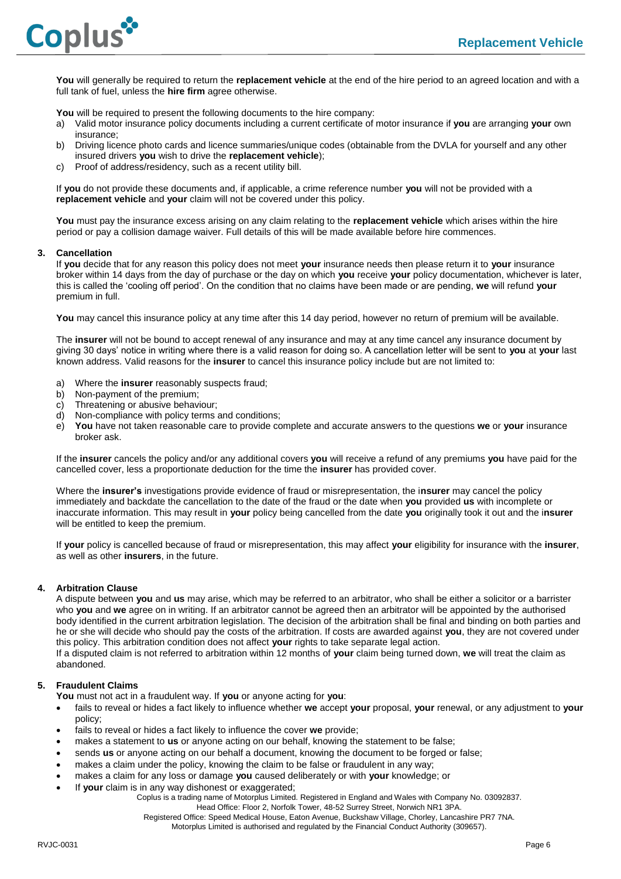**You** will generally be required to return the **replacement vehicle** at the end of the hire period to an agreed location and with a full tank of fuel, unless the **hire firm** agree otherwise.

**You** will be required to present the following documents to the hire company:

a) Valid motor insurance policy documents including a current certificate of motor insurance if **you** are arranging **your** own insurance;
b) Driving licence photo cards and licence summaries/unique codes (obtainable from the DVLA for yourself and any other insured drivers **you** wish to drive the **replacement vehicle**);
c) Proof of address/residency, such as a recent utility bill.

If **you** do not provide these documents and, if applicable, a crime reference number **you** will not be provided with a **replacement vehicle** and **your** claim will not be covered under this policy.

**You** must pay the insurance excess arising on any claim relating to the **replacement vehicle** which arises within the hire period or pay a collision damage waiver. Full details of this will be made available before hire commences.

### 3. Cancellation

If **you** decide that for any reason this policy does not meet **your** insurance needs then please return it to **your** insurance broker within 14 days from the day of purchase or the day on which **you** receive **your** policy documentation, whichever is later, this is called the 'cooling off period'. On the condition that no claims have been made or are pending, **we** will refund **your** premium in full.

**You** may cancel this insurance policy at any time after this 14 day period, however no return of premium will be available.

The **insurer** will not be bound to accept renewal of any insurance and may at any time cancel any insurance document by giving 30 days' notice in writing where there is a valid reason for doing so. A cancellation letter will be sent to **you** at **your** last known address. Valid reasons for the **insurer** to cancel this insurance policy include but are not limited to:

a) Where the **insurer** reasonably suspects fraud;
b) Non-payment of the premium;
c) Threatening or abusive behaviour;
d) Non-compliance with policy terms and conditions;
e) **You** have not taken reasonable care to provide complete and accurate answers to the questions **we** or **your** insurance broker ask.

If the **insurer** cancels the policy and/or any additional covers **you** will receive a refund of any premiums **you** have paid for the cancelled cover, less a proportionate deduction for the time the **insurer** has provided cover.

Where the **insurer's** investigations provide evidence of fraud or misrepresentation, the i**nsurer** may cancel the policy immediately and backdate the cancellation to the date of the fraud or the date when **you** provided **us** with incomplete or inaccurate information. This may result in **your** policy being cancelled from the date **you** originally took it out and the i**nsurer** will be entitled to keep the premium.

If **your** policy is cancelled because of fraud or misrepresentation, this may affect **your** eligibility for insurance with the **insurer**, as well as other **insurers**, in the future.

### 4. Arbitration Clause

A dispute between **you** and **us** may arise, which may be referred to an arbitrator, who shall be either a solicitor or a barrister who **you** and **we** agree on in writing. If an arbitrator cannot be agreed then an arbitrator will be appointed by the authorised body identified in the current arbitration legislation. The decision of the arbitration shall be final and binding on both parties and he or she will decide who should pay the costs of the arbitration. If costs are awarded against **you**, they are not covered under this policy. This arbitration condition does not affect **your** rights to take separate legal action.
If a disputed claim is not referred to arbitration within 12 months of **your** claim being turned down, **we** will treat the claim as abandoned.

### 5. Fraudulent Claims

**You** must not act in a fraudulent way. If **you** or anyone acting for **you**:

- fails to reveal or hides a fact likely to influence whether **we** accept **your** proposal, **your** renewal, or any adjustment to **your** policy;
- fails to reveal or hides a fact likely to influence the cover **we** provide;
- makes a statement to **us** or anyone acting on our behalf, knowing the statement to be false;
- sends **us** or anyone acting on our behalf a document, knowing the document to be forged or false;
- makes a claim under the policy, knowing the claim to be false or fraudulent in any way;
- makes a claim for any loss or damage **you** caused deliberately or with **your** knowledge; or
- If **your** claim is in any way dishonest or exaggerated;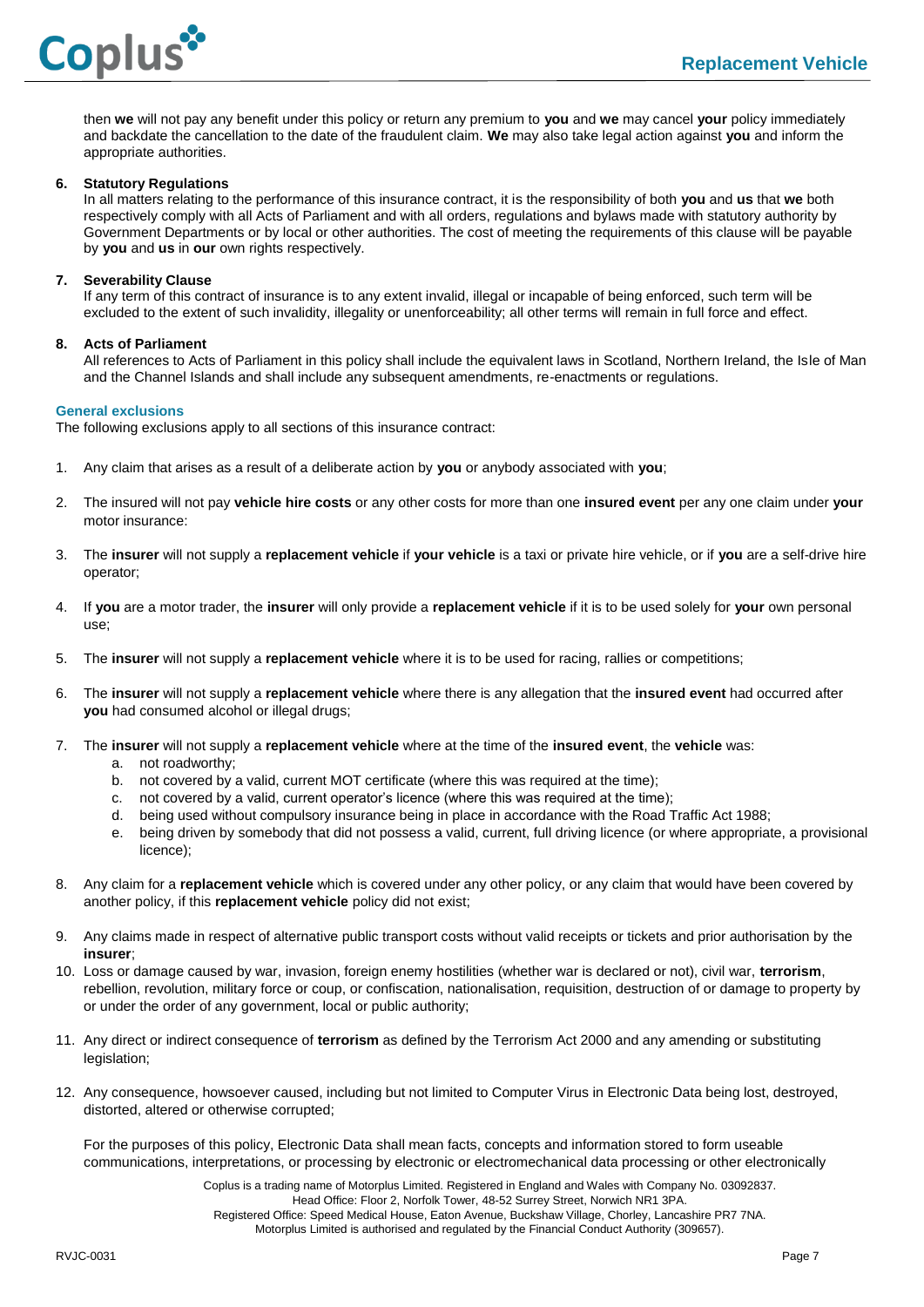then **we** will not pay any benefit under this policy or return any premium to **you** and **we** may cancel **your** policy immediately and backdate the cancellation to the date of the fraudulent claim. **We** may also take legal action against **you** and inform the appropriate authorities.

6. **Statutory Regulations**
   In all matters relating to the performance of this insurance contract, it is the responsibility of both **you** and **us** that **we** both respectively comply with all Acts of Parliament and with all orders, regulations and bylaws made with statutory authority by Government Departments or by local or other authorities. The cost of meeting the requirements of this clause will be payable by **you** and **us** in **our** own rights respectively.

7. **Severability Clause**
   If any term of this contract of insurance is to any extent invalid, illegal or incapable of being enforced, such term will be excluded to the extent of such invalidity, illegality or unenforceability; all other terms will remain in full force and effect.

8. **Acts of Parliament**
   All references to Acts of Parliament in this policy shall include the equivalent laws in Scotland, Northern Ireland, the Isle of Man and the Channel Islands and shall include any subsequent amendments, re-enactments or regulations.

## General exclusions

The following exclusions apply to all sections of this insurance contract:

1. Any claim that arises as a result of a deliberate action by **you** or anybody associated with **you**;
2. The insured will not pay **vehicle hire costs** or any other costs for more than one **insured event** per any one claim under **your** motor insurance:
3. The **insurer** will not supply a **replacement vehicle** if **your vehicle** is a taxi or private hire vehicle, or if **you** are a self-drive hire operator;
4. If **you** are a motor trader, the **insurer** will only provide a **replacement vehicle** if it is to be used solely for **your** own personal use;
5. The **insurer** will not supply a **replacement vehicle** where it is to be used for racing, rallies or competitions;
6. The **insurer** will not supply a **replacement vehicle** where there is any allegation that the **insured event** had occurred after **you** had consumed alcohol or illegal drugs;
7. The **insurer** will not supply a **replacement vehicle** where at the time of the **insured event**, the **vehicle** was:
   a. not roadworthy;
   b. not covered by a valid, current MOT certificate (where this was required at the time);
   c. not covered by a valid, current operator's licence (where this was required at the time);
   d. being used without compulsory insurance being in place in accordance with the Road Traffic Act 1988;
   e. being driven by somebody that did not possess a valid, current, full driving licence (or where appropriate, a provisional licence);
8. Any claim for a **replacement vehicle** which is covered under any other policy, or any claim that would have been covered by another policy, if this **replacement vehicle** policy did not exist;
9. Any claims made in respect of alternative public transport costs without valid receipts or tickets and prior authorisation by the **insurer**;
10. Loss or damage caused by war, invasion, foreign enemy hostilities (whether war is declared or not), civil war, **terrorism**, rebellion, revolution, military force or coup, or confiscation, nationalisation, requisition, destruction of or damage to property by or under the order of any government, local or public authority;
11. Any direct or indirect consequence of **terrorism** as defined by the Terrorism Act 2000 and any amending or substituting legislation;
12. Any consequence, howsoever caused, including but not limited to Computer Virus in Electronic Data being lost, destroyed, distorted, altered or otherwise corrupted;

    For the purposes of this policy, Electronic Data shall mean facts, concepts and information stored to form useable communications, interpretations, or processing by electronic or electromechanical data processing or other electronically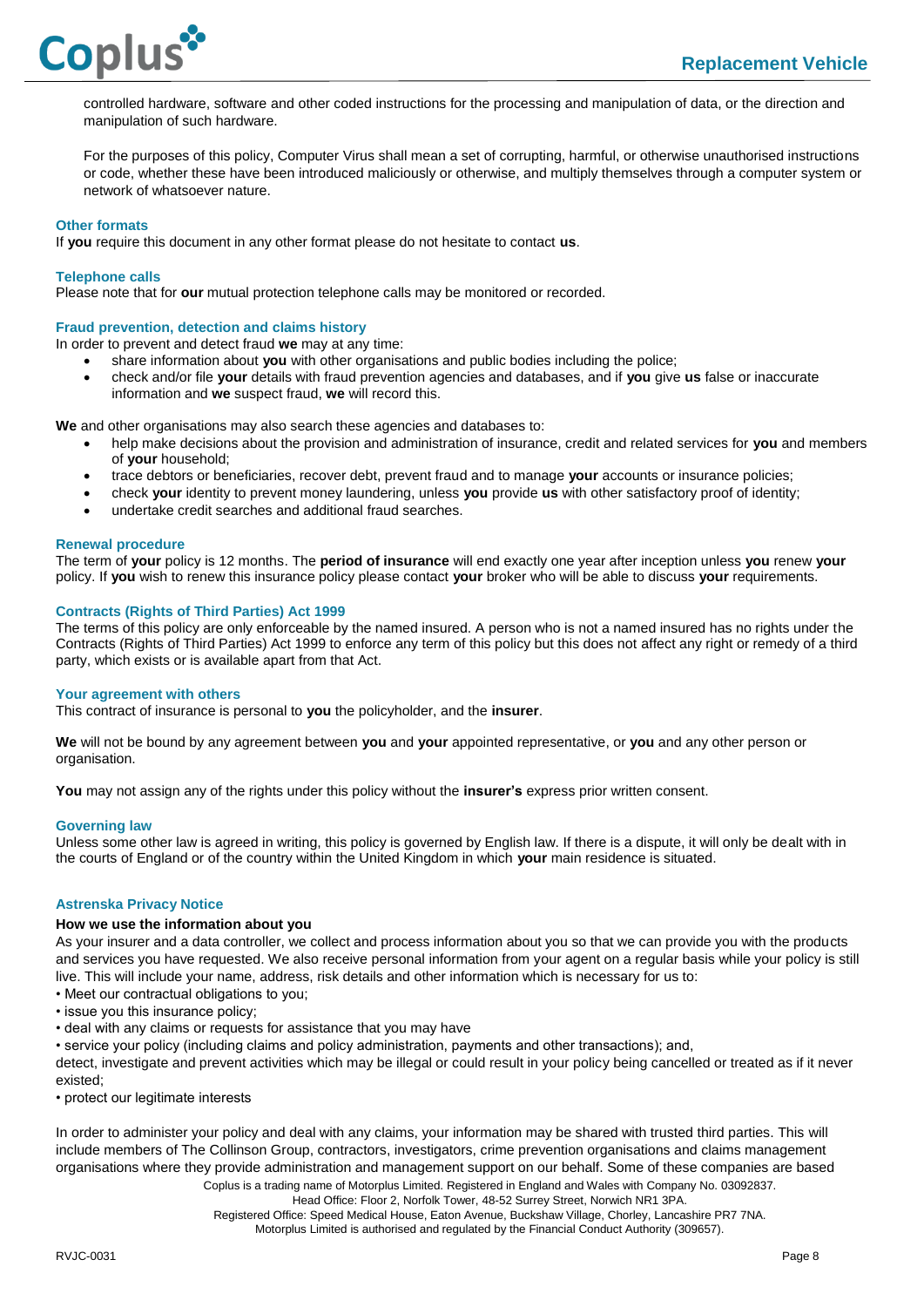controlled hardware, software and other coded instructions for the processing and manipulation of data, or the direction and manipulation of such hardware.

For the purposes of this policy, Computer Virus shall mean a set of corrupting, harmful, or otherwise unauthorised instructions or code, whether these have been introduced maliciously or otherwise, and multiply themselves through a computer system or network of whatsoever nature.

### Other formats

If **you** require this document in any other format please do not hesitate to contact **us**.

### Telephone calls

Please note that for **our** mutual protection telephone calls may be monitored or recorded.

### Fraud prevention, detection and claims history

In order to prevent and detect fraud **we** may at any time:

- share information about **you** with other organisations and public bodies including the police;
- check and/or file **your** details with fraud prevention agencies and databases, and if **you** give **us** false or inaccurate information and **we** suspect fraud, **we** will record this.

**We** and other organisations may also search these agencies and databases to:

- help make decisions about the provision and administration of insurance, credit and related services for **you** and members of **your** household;
- trace debtors or beneficiaries, recover debt, prevent fraud and to manage **your** accounts or insurance policies;
- check **your** identity to prevent money laundering, unless **you** provide **us** with other satisfactory proof of identity;
- undertake credit searches and additional fraud searches.

### Renewal procedure

The term of **your** policy is 12 months. The **period of insurance** will end exactly one year after inception unless **you** renew **your** policy. If **you** wish to renew this insurance policy please contact **your** broker who will be able to discuss **your** requirements.

### Contracts (Rights of Third Parties) Act 1999

The terms of this policy are only enforceable by the named insured. A person who is not a named insured has no rights under the Contracts (Rights of Third Parties) Act 1999 to enforce any term of this policy but this does not affect any right or remedy of a third party, which exists or is available apart from that Act.

### Your agreement with others

This contract of insurance is personal to **you** the policyholder, and the **insurer**.

**We** will not be bound by any agreement between **you** and **your** appointed representative, or **you** and any other person or organisation.

**You** may not assign any of the rights under this policy without the **insurer's** express prior written consent.

### Governing law

Unless some other law is agreed in writing, this policy is governed by English law. If there is a dispute, it will only be dealt with in the courts of England or of the country within the United Kingdom in which **your** main residence is situated.

### Astrenska Privacy Notice

**How we use the information about you**

As your insurer and a data controller, we collect and process information about you so that we can provide you with the products and services you have requested. We also receive personal information from your agent on a regular basis while your policy is still live. This will include your name, address, risk details and other information which is necessary for us to:

- Meet our contractual obligations to you;
- issue you this insurance policy;
- deal with any claims or requests for assistance that you may have
- service your policy (including claims and policy administration, payments and other transactions); and,

detect, investigate and prevent activities which may be illegal or could result in your policy being cancelled or treated as if it never existed;

- protect our legitimate interests

In order to administer your policy and deal with any claims, your information may be shared with trusted third parties. This will include members of The Collinson Group, contractors, investigators, crime prevention organisations and claims management organisations where they provide administration and management support on our behalf. Some of these companies are based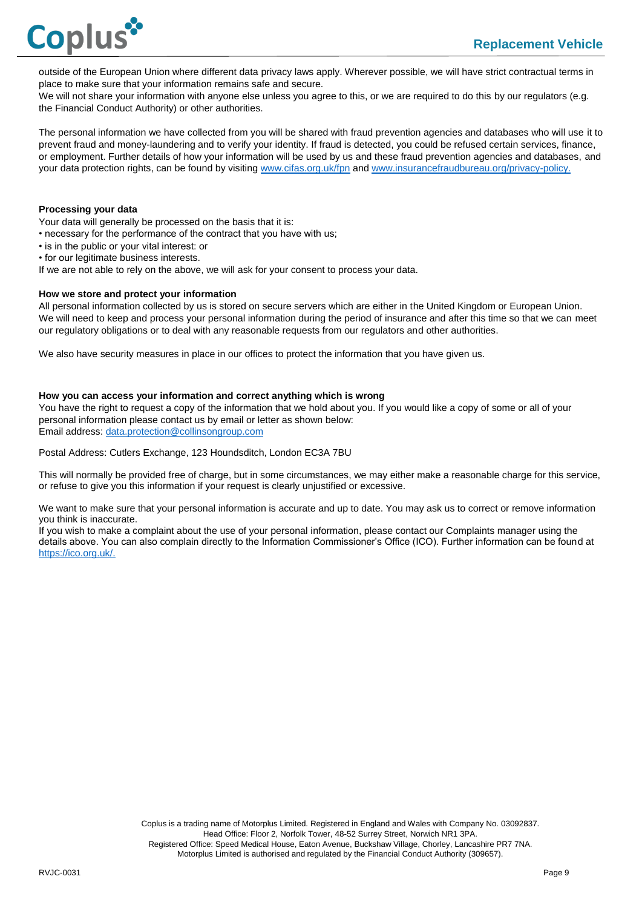outside of the European Union where different data privacy laws apply. Wherever possible, we will have strict contractual terms in place to make sure that your information remains safe and secure.
We will not share your information with anyone else unless you agree to this, or we are required to do this by our regulators (e.g. the Financial Conduct Authority) or other authorities.

The personal information we have collected from you will be shared with fraud prevention agencies and databases who will use it to prevent fraud and money-laundering and to verify your identity. If fraud is detected, you could be refused certain services, finance, or employment. Further details of how your information will be used by us and these fraud prevention agencies and databases, and your data protection rights, can be found by visiting www.cifas.org.uk/fpn and www.insurancefraudbureau.org/privacy-policy.

**Processing your data**

Your data will generally be processed on the basis that it is:

- necessary for the performance of the contract that you have with us;
- is in the public or your vital interest: or
- for our legitimate business interests.

If we are not able to rely on the above, we will ask for your consent to process your data.

**How we store and protect your information**

All personal information collected by us is stored on secure servers which are either in the United Kingdom or European Union. We will need to keep and process your personal information during the period of insurance and after this time so that we can meet our regulatory obligations or to deal with any reasonable requests from our regulators and other authorities.

We also have security measures in place in our offices to protect the information that you have given us.

**How you can access your information and correct anything which is wrong**

You have the right to request a copy of the information that we hold about you. If you would like a copy of some or all of your personal information please contact us by email or letter as shown below:
Email address: data.protection@collinsongroup.com

Postal Address: Cutlers Exchange, 123 Houndsditch, London EC3A 7BU

This will normally be provided free of charge, but in some circumstances, we may either make a reasonable charge for this service, or refuse to give you this information if your request is clearly unjustified or excessive.

We want to make sure that your personal information is accurate and up to date. You may ask us to correct or remove information you think is inaccurate.
If you wish to make a complaint about the use of your personal information, please contact our Complaints manager using the details above. You can also complain directly to the Information Commissioner's Office (ICO). Further information can be found at https://ico.org.uk/.

Coplus is a trading name of Motorplus Limited. Registered in England and Wales with Company No. 03092837.
Head Office: Floor 2, Norfolk Tower, 48-52 Surrey Street, Norwich NR1 3PA.
Registered Office: Speed Medical House, Eaton Avenue, Buckshaw Village, Chorley, Lancashire PR7 7NA.
Motorplus Limited is authorised and regulated by the Financial Conduct Authority (309657).